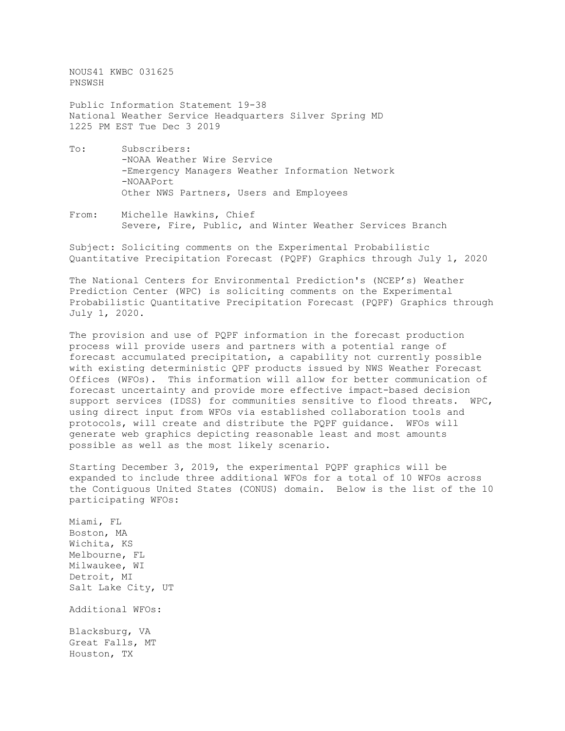NOUS41 KWBC 031625
PNSWSH

Public Information Statement 19-38
National Weather Service Headquarters Silver Spring MD
1225 PM EST Tue Dec 3 2019

To: Subscribers:
-NOAA Weather Wire Service
-Emergency Managers Weather Information Network
-NOAAPort
Other NWS Partners, Users and Employees

From: Michelle Hawkins, Chief
Severe, Fire, Public, and Winter Weather Services Branch

Subject: Soliciting comments on the Experimental Probabilistic Quantitative Precipitation Forecast (PQPF) Graphics through July 1, 2020

The National Centers for Environmental Prediction's (NCEP's) Weather Prediction Center (WPC) is soliciting comments on the Experimental Probabilistic Quantitative Precipitation Forecast (PQPF) Graphics through July 1, 2020.

The provision and use of PQPF information in the forecast production process will provide users and partners with a potential range of forecast accumulated precipitation, a capability not currently possible with existing deterministic QPF products issued by NWS Weather Forecast Offices (WFOs). This information will allow for better communication of forecast uncertainty and provide more effective impact-based decision support services (IDSS) for communities sensitive to flood threats. WPC, using direct input from WFOs via established collaboration tools and protocols, will create and distribute the PQPF guidance. WFOs will generate web graphics depicting reasonable least and most amounts possible as well as the most likely scenario.

Starting December 3, 2019, the experimental PQPF graphics will be expanded to include three additional WFOs for a total of 10 WFOs across the Contiguous United States (CONUS) domain. Below is the list of the 10 participating WFOs:

Miami, FL
Boston, MA
Wichita, KS
Melbourne, FL
Milwaukee, WI
Detroit, MI
Salt Lake City, UT

Additional WFOs:

Blacksburg, VA
Great Falls, MT
Houston, TX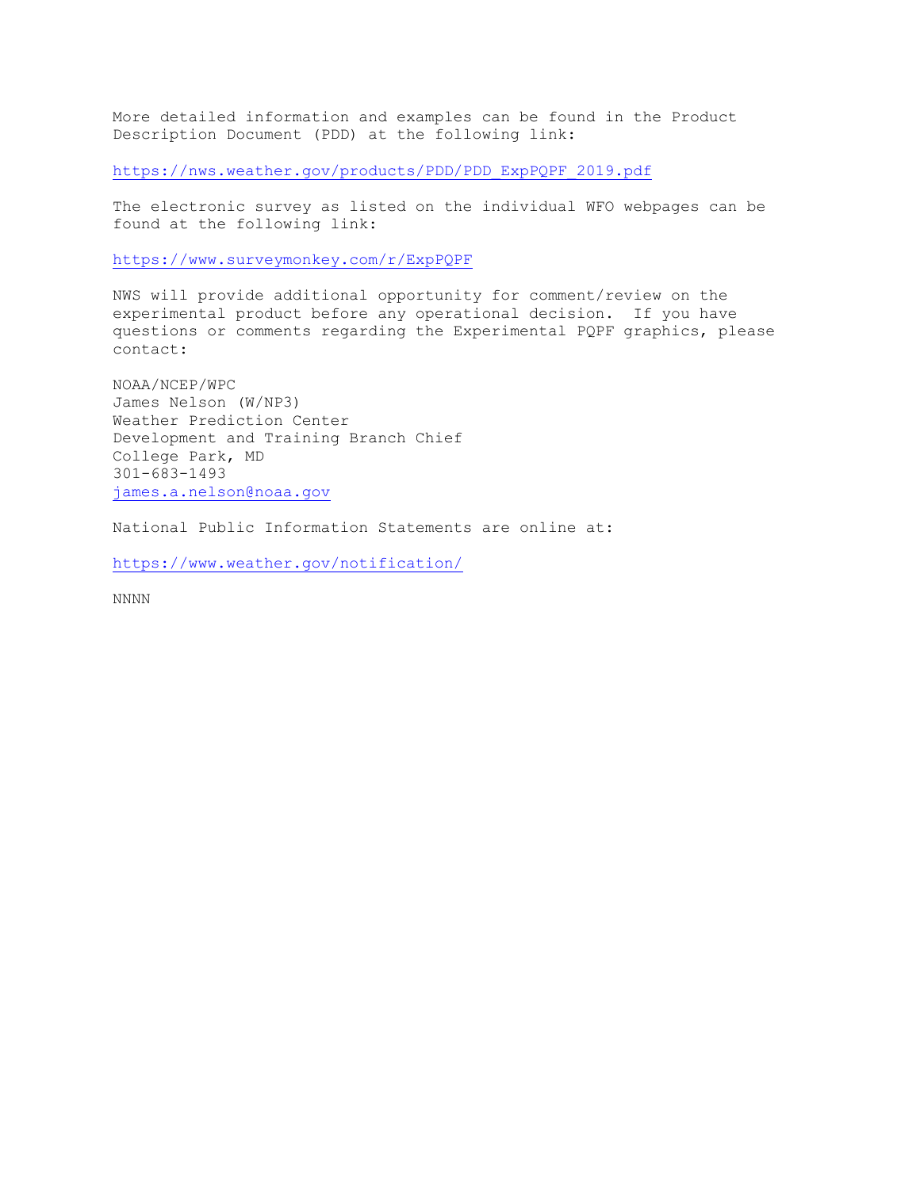More detailed information and examples can be found in the Product Description Document (PDD) at the following link:

https://nws.weather.gov/products/PDD/PDD_ExpPQPF_2019.pdf

The electronic survey as listed on the individual WFO webpages can be found at the following link:

https://www.surveymonkey.com/r/ExpPQPF

NWS will provide additional opportunity for comment/review on the experimental product before any operational decision. If you have questions or comments regarding the Experimental PQPF graphics, please contact:

NOAA/NCEP/WPC
James Nelson (W/NP3)
Weather Prediction Center
Development and Training Branch Chief
College Park, MD
301-683-1493
james.a.nelson@noaa.gov

National Public Information Statements are online at:

https://www.weather.gov/notification/

NNNN